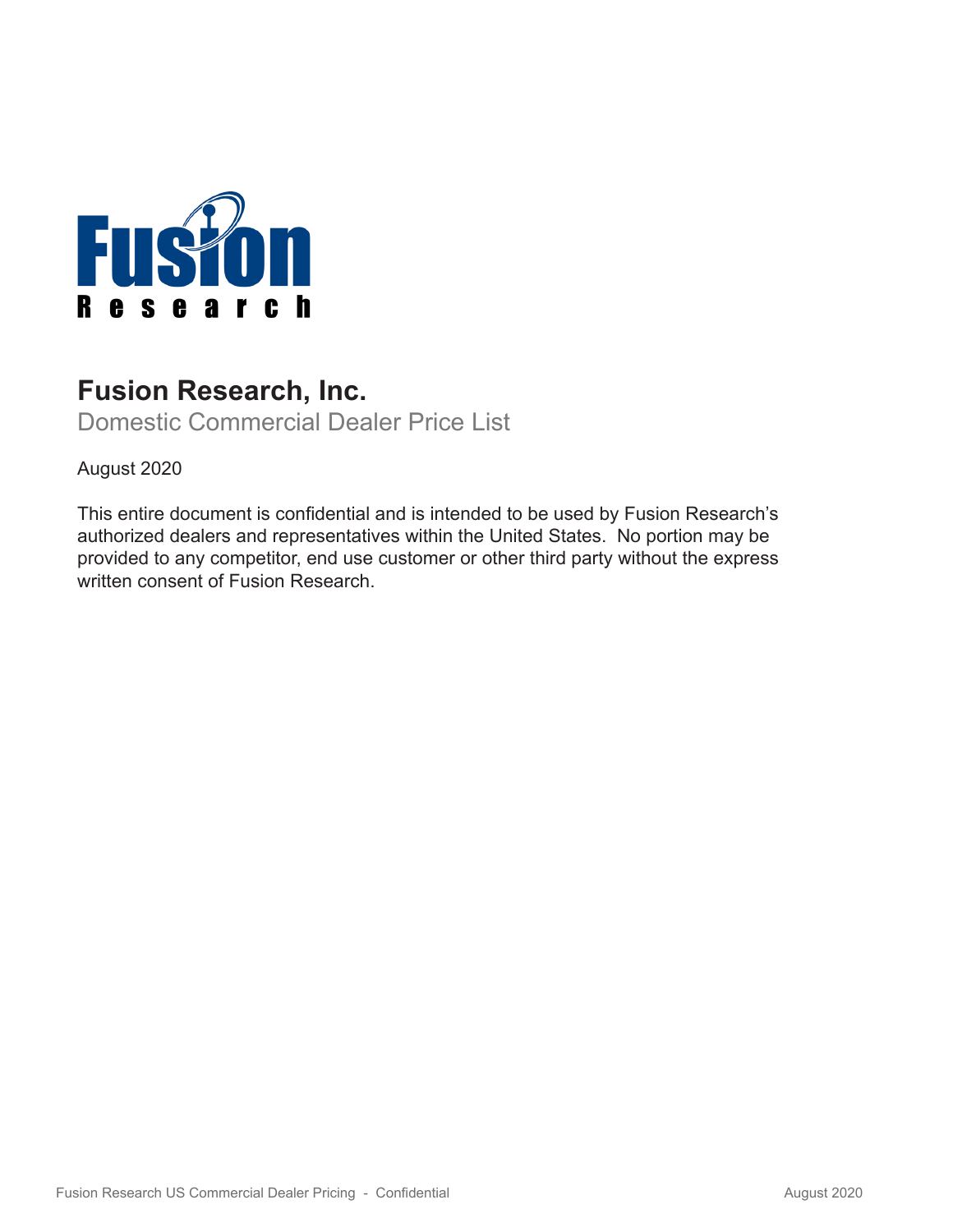# Fusion Research, Inc.

## Domestic Commercial Dealer Price List

August 2020

This entire document is confidential and is intended to be used by Fusion Research's authorized dealers and representatives within the United States. No portion may be provided to any competitor, end use customer or other third party without the express written consent of Fusion Research.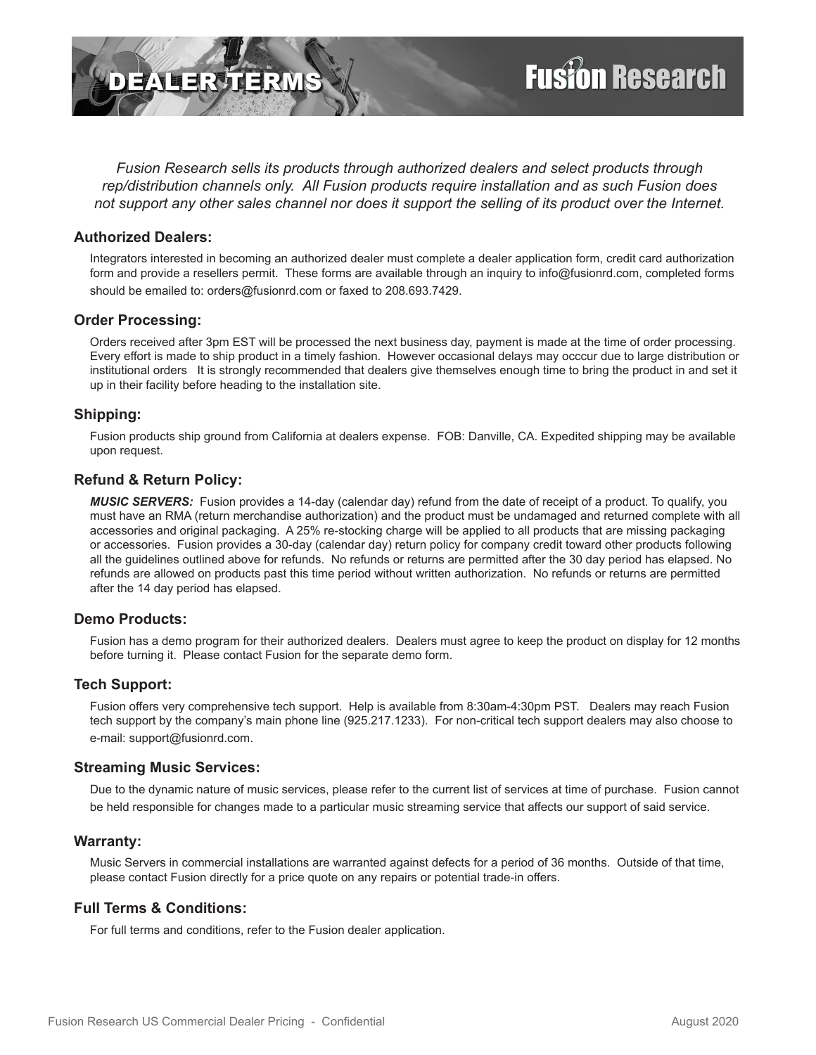# DEALER TERMS

**Fusion Research**

*Fusion Research sells its products through authorized dealers and select products through rep/distribution channels only. All Fusion products require installation and as such Fusion does not support any other sales channel nor does it support the selling of its product over the Internet.*

## Authorized Dealers:

Integrators interested in becoming an authorized dealer must complete a dealer application form, credit card authorization form and provide a resellers permit. These forms are available through an inquiry to info@fusionrd.com, completed forms should be emailed to: orders@fusionrd.com or faxed to 208.693.7429.

## Order Processing:

Orders received after 3pm EST will be processed the next business day, payment is made at the time of order processing. Every effort is made to ship product in a timely fashion. However occasional delays may occcur due to large distribution or institutional orders It is strongly recommended that dealers give themselves enough time to bring the product in and set it up in their facility before heading to the installation site.

## Shipping:

Fusion products ship ground from California at dealers expense. FOB: Danville, CA. Expedited shipping may be available upon request.

## Refund & Return Policy:

***MUSIC SERVERS:*** Fusion provides a 14-day (calendar day) refund from the date of receipt of a product. To qualify, you must have an RMA (return merchandise authorization) and the product must be undamaged and returned complete with all accessories and original packaging. A 25% re-stocking charge will be applied to all products that are missing packaging or accessories. Fusion provides a 30-day (calendar day) return policy for company credit toward other products following all the guidelines outlined above for refunds. No refunds or returns are permitted after the 30 day period has elapsed. No refunds are allowed on products past this time period without written authorization. No refunds or returns are permitted after the 14 day period has elapsed.

## Demo Products:

Fusion has a demo program for their authorized dealers. Dealers must agree to keep the product on display for 12 months before turning it. Please contact Fusion for the separate demo form.

## Tech Support:

Fusion offers very comprehensive tech support. Help is available from 8:30am-4:30pm PST. Dealers may reach Fusion tech support by the company's main phone line (925.217.1233). For non-critical tech support dealers may also choose to e-mail: support@fusionrd.com.

## Streaming Music Services:

Due to the dynamic nature of music services, please refer to the current list of services at time of purchase. Fusion cannot be held responsible for changes made to a particular music streaming service that affects our support of said service.

## Warranty:

Music Servers in commercial installations are warranted against defects for a period of 36 months. Outside of that time, please contact Fusion directly for a price quote on any repairs or potential trade-in offers.

## Full Terms & Conditions:

For full terms and conditions, refer to the Fusion dealer application.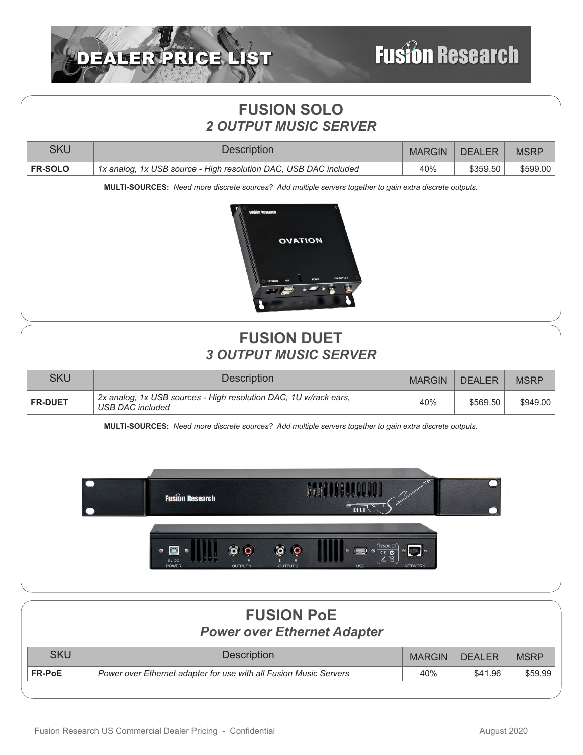# DEALER PRICE LIST

**Fusion Research**

## FUSION SOLO
### *2 OUTPUT MUSIC SERVER*

| SKU | Description | MARGIN | DEALER | MSRP |
|---|---|---|---|---|
| **FR-SOLO** | *1x analog, 1x USB source - High resolution DAC, USB DAC included* | 40% | $359.50 | $599.00 |

**MULTI-SOURCES:** *Need more discrete sources? Add multiple servers together to gain extra discrete outputs.*

## FUSION DUET
### *3 OUTPUT MUSIC SERVER*

| SKU | Description | MARGIN | DEALER | MSRP |
|---|---|---|---|---|
| **FR-DUET** | *2x analog, 1x USB sources - High resolution DAC, 1U w/rack ears, USB DAC included* | 40% | $569.50 | $949.00 |

**MULTI-SOURCES:** *Need more discrete sources? Add multiple servers together to gain extra discrete outputs.*

## FUSION PoE
### *Power over Ethernet Adapter*

| SKU | Description | MARGIN | DEALER | MSRP |
|---|---|---|---|---|
| **FR-PoE** | *Power over Ethernet adapter for use with all Fusion Music Servers* | 40% | $41.96 | $59.99 |

Fusion Research US Commercial Dealer Pricing - Confidential

August 2020